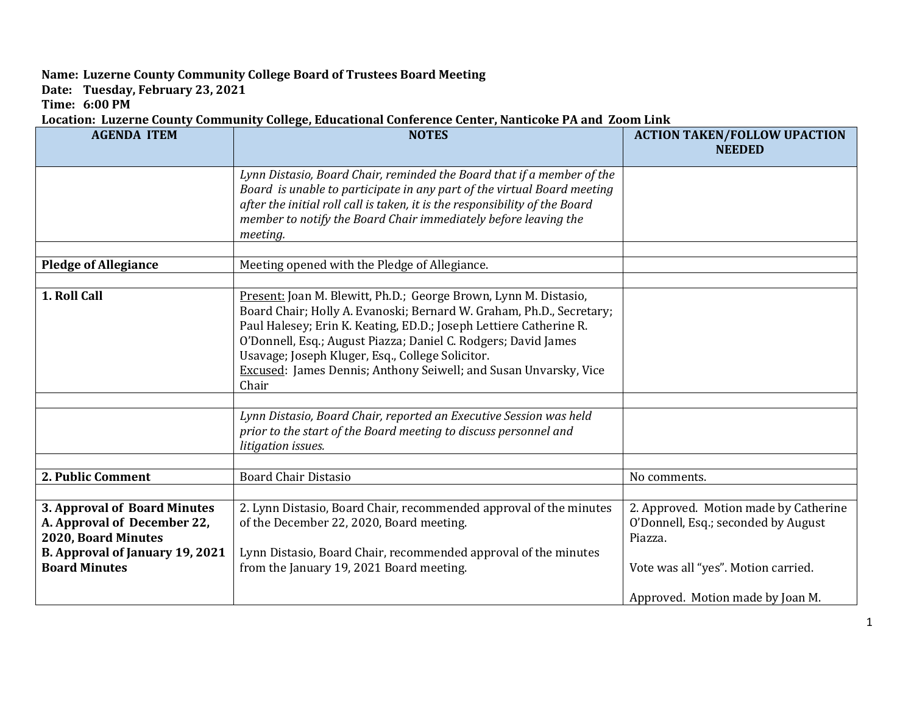**Name: Luzerne County Community College Board of Trustees Board Meeting**
**Date: Tuesday, February 23, 2021**
**Time: 6:00 PM**
**Location: Luzerne County Community College, Educational Conference Center, Nanticoke PA and Zoom Link**

| AGENDA ITEM | NOTES | ACTION TAKEN/FOLLOW UPACTION NEEDED |
|---|---|---|
| | *Lynn Distasio, Board Chair, reminded the Board that if a member of the Board is unable to participate in any part of the virtual Board meeting after the initial roll call is taken, it is the responsibility of the Board member to notify the Board Chair immediately before leaving the meeting.* | |
| | | |
| **Pledge of Allegiance** | Meeting opened with the Pledge of Allegiance. | |
| | | |
| **1. Roll Call** | Present: Joan M. Blewitt, Ph.D.; George Brown, Lynn M. Distasio, Board Chair; Holly A. Evanoski; Bernard W. Graham, Ph.D., Secretary; Paul Halesey; Erin K. Keating, ED.D.; Joseph Lettiere Catherine R. O'Donnell, Esq.; August Piazza; Daniel C. Rodgers; David James Usavage; Joseph Kluger, Esq., College Solicitor.<br>Excused: James Dennis; Anthony Seiwell; and Susan Unvarsky, Vice Chair | |
| | | |
| | *Lynn Distasio, Board Chair, reported an Executive Session was held prior to the start of the Board meeting to discuss personnel and litigation issues.* | |
| | | |
| **2. Public Comment** | Board Chair Distasio | No comments. |
| | | |
| **3. Approval of Board Minutes**<br>**A. Approval of December 22, 2020, Board Minutes**<br>**B. Approval of January 19, 2021 Board Minutes** | 2. Lynn Distasio, Board Chair, recommended approval of the minutes of the December 22, 2020, Board meeting.<br><br>Lynn Distasio, Board Chair, recommended approval of the minutes from the January 19, 2021 Board meeting. | 2. Approved. Motion made by Catherine O'Donnell, Esq.; seconded by August Piazza.<br><br>Vote was all "yes". Motion carried.<br><br>Approved. Motion made by Joan M. |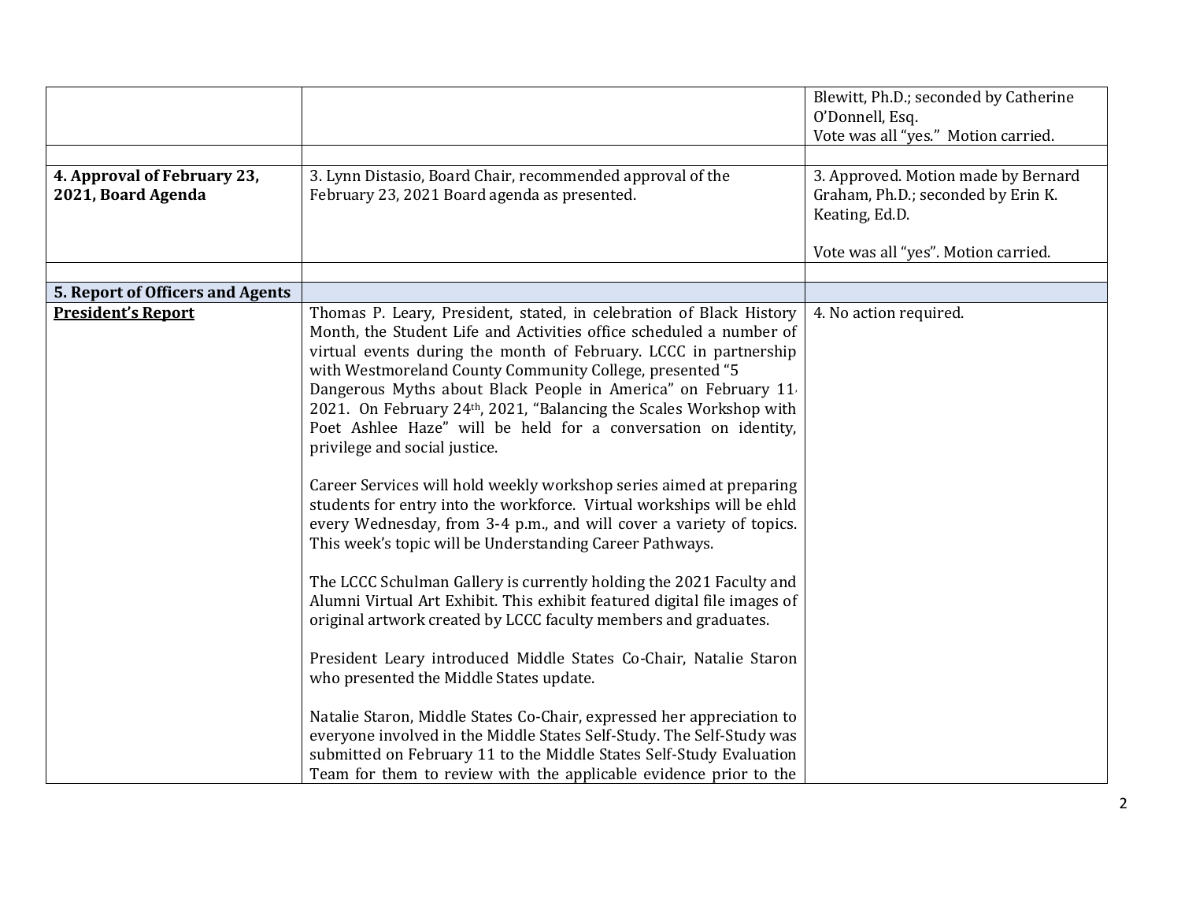| | | |
|---|---|---|
| | | Blewitt, Ph.D.; seconded by Catherine O'Donnell, Esq.<br>Vote was all "yes." Motion carried. |
| | | |
| **4. Approval of February 23, 2021, Board Agenda** | 3. Lynn Distasio, Board Chair, recommended approval of the February 23, 2021 Board agenda as presented. | 3. Approved. Motion made by Bernard Graham, Ph.D.; seconded by Erin K. Keating, Ed.D.<br><br>Vote was all "yes". Motion carried. |
| | | |
| **5. Report of Officers and Agents** | | |
| **<u>President's Report</u>** | Thomas P. Leary, President, stated, in celebration of Black History Month, the Student Life and Activities office scheduled a number of virtual events during the month of February. LCCC in partnership with Westmoreland County Community College, presented "5 Dangerous Myths about Black People in America" on February 11, 2021. On February 24th, 2021, "Balancing the Scales Workshop with Poet Ashlee Haze" will be held for a conversation on identity, privilege and social justice.<br><br>Career Services will hold weekly workshop series aimed at preparing students for entry into the workforce. Virtual workships will be ehld every Wednesday, from 3-4 p.m., and will cover a variety of topics. This week's topic will be Understanding Career Pathways.<br><br>The LCCC Schulman Gallery is currently holding the 2021 Faculty and Alumni Virtual Art Exhibit. This exhibit featured digital file images of original artwork created by LCCC faculty members and graduates.<br><br>President Leary introduced Middle States Co-Chair, Natalie Staron who presented the Middle States update.<br><br>Natalie Staron, Middle States Co-Chair, expressed her appreciation to everyone involved in the Middle States Self-Study. The Self-Study was submitted on February 11 to the Middle States Self-Study Evaluation Team for them to review with the applicable evidence prior to the | 4. No action required. |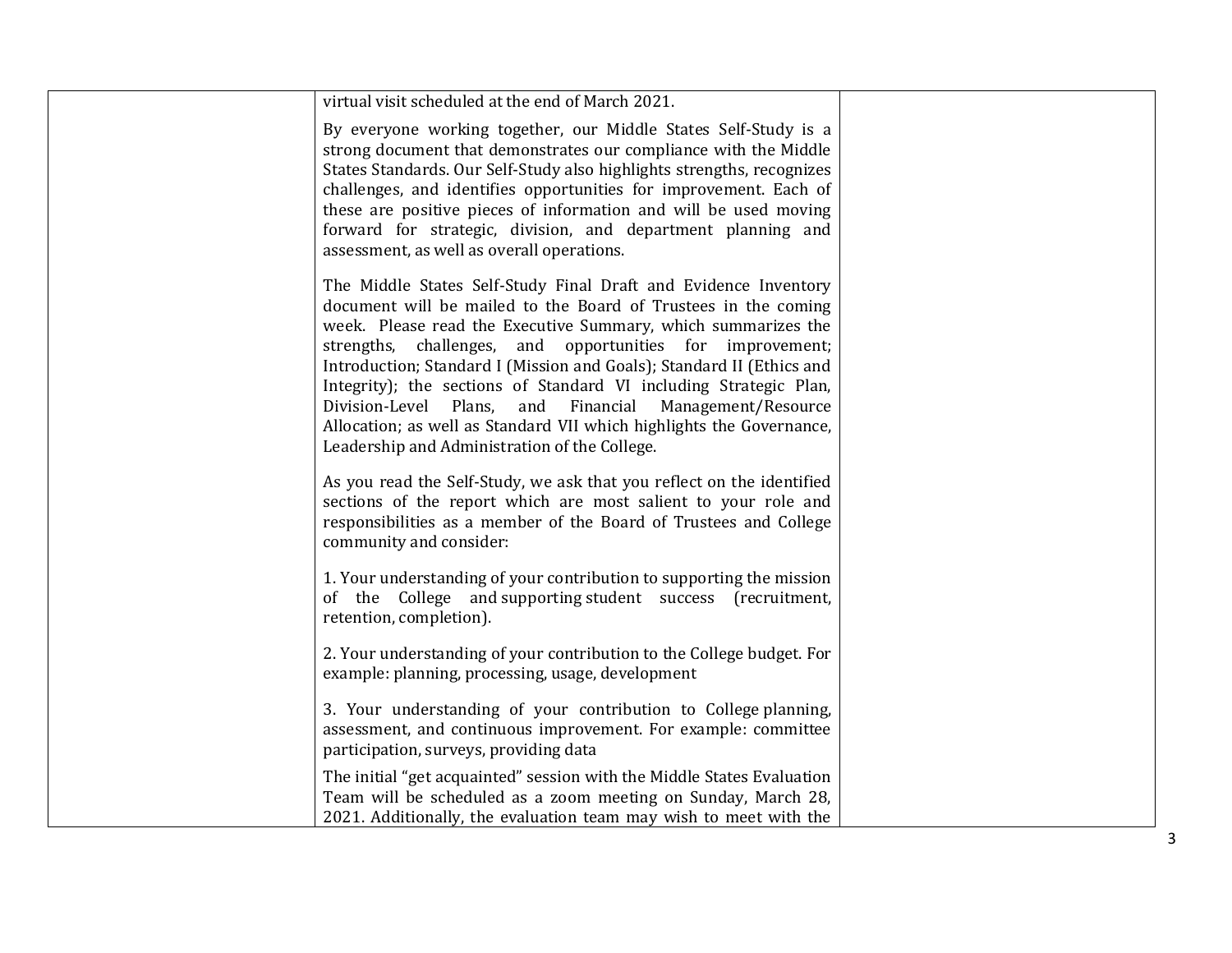| | | |
|---|---|---|
| | virtual visit scheduled at the end of March 2021.<br><br>By everyone working together, our Middle States Self-Study is a strong document that demonstrates our compliance with the Middle States Standards. Our Self-Study also highlights strengths, recognizes challenges, and identifies opportunities for improvement. Each of these are positive pieces of information and will be used moving forward for strategic, division, and department planning and assessment, as well as overall operations.<br><br>The Middle States Self-Study Final Draft and Evidence Inventory document will be mailed to the Board of Trustees in the coming week. Please read the Executive Summary, which summarizes the strengths, challenges, and opportunities for improvement; Introduction; Standard I (Mission and Goals); Standard II (Ethics and Integrity); the sections of Standard VI including Strategic Plan, Division-Level Plans, and Financial Management/Resource Allocation; as well as Standard VII which highlights the Governance, Leadership and Administration of the College.<br><br>As you read the Self-Study, we ask that you reflect on the identified sections of the report which are most salient to your role and responsibilities as a member of the Board of Trustees and College community and consider:<br><br>1. Your understanding of your contribution to supporting the mission of the College and supporting student success (recruitment, retention, completion).<br><br>2. Your understanding of your contribution to the College budget. For example: planning, processing, usage, development<br><br>3. Your understanding of your contribution to College planning, assessment, and continuous improvement. For example: committee participation, surveys, providing data<br><br>The initial "get acquainted" session with the Middle States Evaluation Team will be scheduled as a zoom meeting on Sunday, March 28, 2021. Additionally, the evaluation team may wish to meet with the | |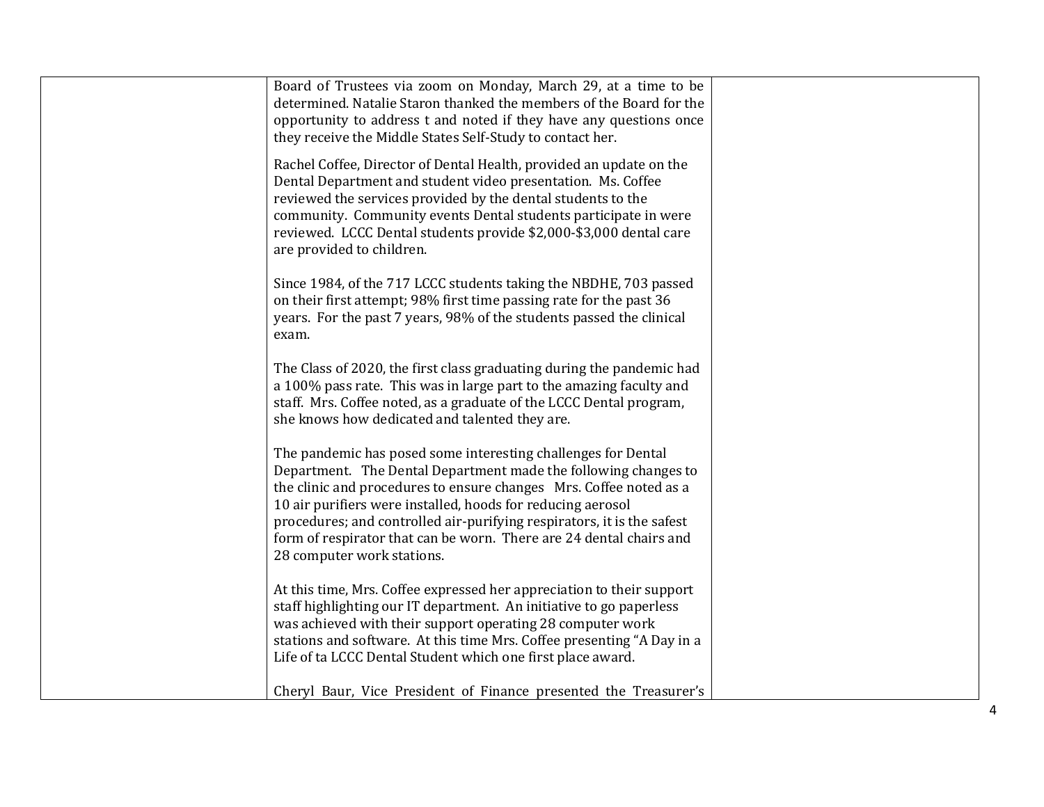| | | |
|---|---|---|
| | Board of Trustees via zoom on Monday, March 29, at a time to be determined. Natalie Staron thanked the members of the Board for the opportunity to address t and noted if they have any questions once they receive the Middle States Self-Study to contact her.<br><br>Rachel Coffee, Director of Dental Health, provided an update on the Dental Department and student video presentation. Ms. Coffee reviewed the services provided by the dental students to the community. Community events Dental students participate in were reviewed. LCCC Dental students provide $2,000-$3,000 dental care are provided to children.<br><br>Since 1984, of the 717 LCCC students taking the NBDHE, 703 passed on their first attempt; 98% first time passing rate for the past 36 years. For the past 7 years, 98% of the students passed the clinical exam.<br><br>The Class of 2020, the first class graduating during the pandemic had a 100% pass rate. This was in large part to the amazing faculty and staff. Mrs. Coffee noted, as a graduate of the LCCC Dental program, she knows how dedicated and talented they are.<br><br>The pandemic has posed some interesting challenges for Dental Department. The Dental Department made the following changes to the clinic and procedures to ensure changes Mrs. Coffee noted as a 10 air purifiers were installed, hoods for reducing aerosol procedures; and controlled air-purifying respirators, it is the safest form of respirator that can be worn. There are 24 dental chairs and 28 computer work stations.<br><br>At this time, Mrs. Coffee expressed her appreciation to their support staff highlighting our IT department. An initiative to go paperless was achieved with their support operating 28 computer work stations and software. At this time Mrs. Coffee presenting "A Day in a Life of ta LCCC Dental Student which one first place award.<br><br>Cheryl Baur, Vice President of Finance presented the Treasurer's | |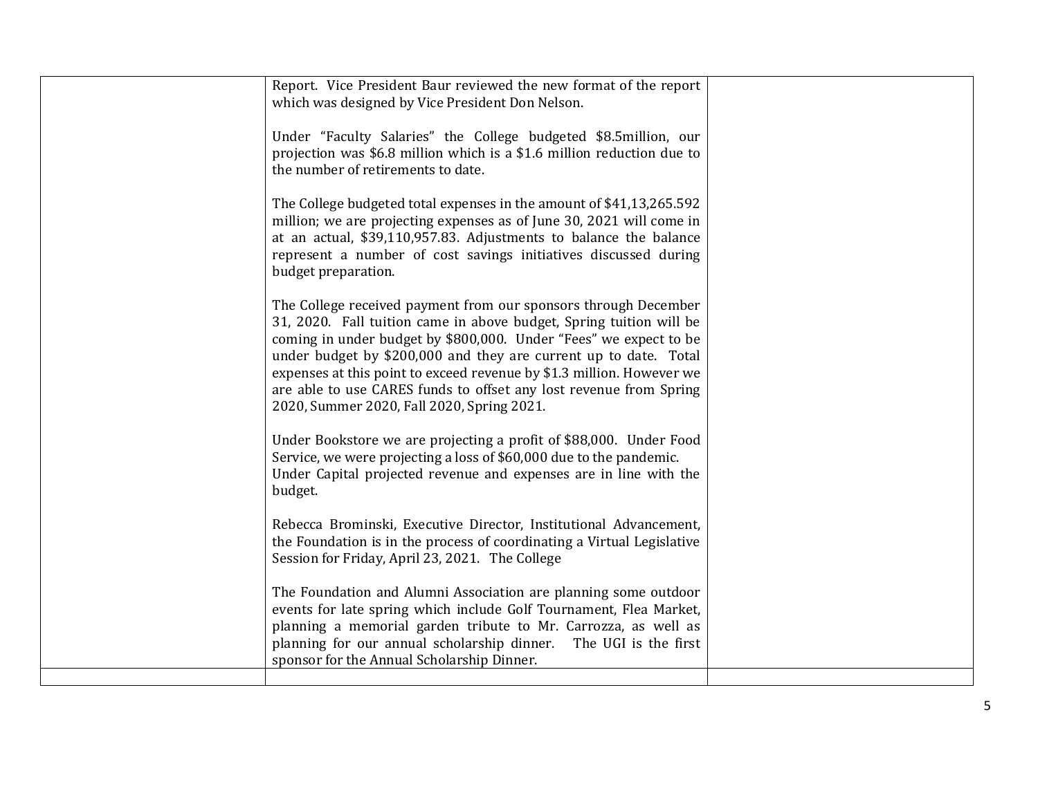| | | |
|---|---|---|
| | Report. Vice President Baur reviewed the new format of the report which was designed by Vice President Don Nelson.<br><br>Under "Faculty Salaries" the College budgeted $8.5million, our projection was $6.8 million which is a $1.6 million reduction due to the number of retirements to date.<br><br>The College budgeted total expenses in the amount of $41,13,265.592 million; we are projecting expenses as of June 30, 2021 will come in at an actual, $39,110,957.83. Adjustments to balance the balance represent a number of cost savings initiatives discussed during budget preparation.<br><br>The College received payment from our sponsors through December 31, 2020. Fall tuition came in above budget, Spring tuition will be coming in under budget by $800,000. Under "Fees" we expect to be under budget by $200,000 and they are current up to date. Total expenses at this point to exceed revenue by $1.3 million. However we are able to use CARES funds to offset any lost revenue from Spring 2020, Summer 2020, Fall 2020, Spring 2021.<br><br>Under Bookstore we are projecting a profit of $88,000. Under Food Service, we were projecting a loss of $60,000 due to the pandemic. Under Capital projected revenue and expenses are in line with the budget.<br><br>Rebecca Brominski, Executive Director, Institutional Advancement, the Foundation is in the process of coordinating a Virtual Legislative Session for Friday, April 23, 2021. The College<br><br>The Foundation and Alumni Association are planning some outdoor events for late spring which include Golf Tournament, Flea Market, planning a memorial garden tribute to Mr. Carrozza, as well as planning for our annual scholarship dinner. The UGI is the first sponsor for the Annual Scholarship Dinner. | |
| | | |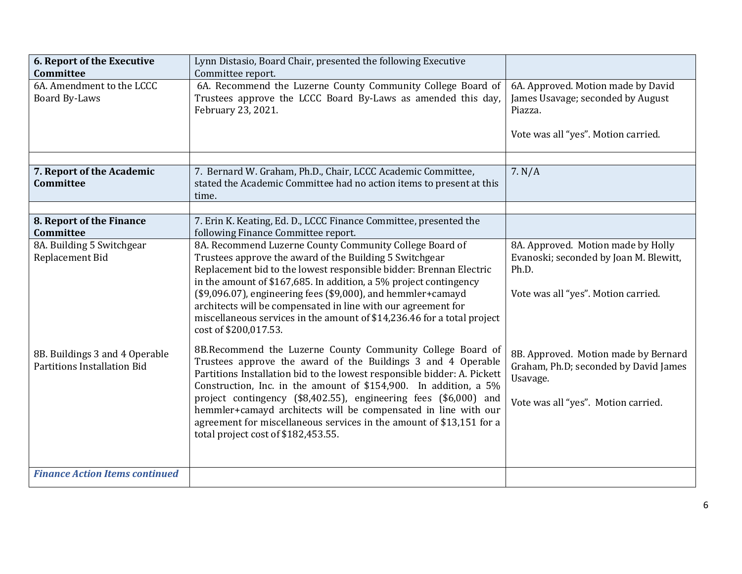| **6. Report of the Executive Committee** | Lynn Distasio, Board Chair, presented the following Executive Committee report. | |
|---|---|---|
| 6A. Amendment to the LCCC Board By-Laws | 6A. Recommend the Luzerne County Community College Board of Trustees approve the LCCC Board By-Laws as amended this day, February 23, 2021. | 6A. Approved. Motion made by David James Usavage; seconded by August Piazza.<br><br>Vote was all "yes". Motion carried. |
| | | |
| **7. Report of the Academic Committee** | 7. Bernard W. Graham, Ph.D., Chair, LCCC Academic Committee, stated the Academic Committee had no action items to present at this time. | 7. N/A |
| | | |
| **8. Report of the Finance Committee** | 7. Erin K. Keating, Ed. D., LCCC Finance Committee, presented the following Finance Committee report. | |
| 8A. Building 5 Switchgear Replacement Bid | 8A. Recommend Luzerne County Community College Board of Trustees approve the award of the Building 5 Switchgear Replacement bid to the lowest responsible bidder: Brennan Electric in the amount of $167,685. In addition, a 5% project contingency ($9,096.07), engineering fees ($9,000), and hemmler+camayd architects will be compensated in line with our agreement for miscellaneous services in the amount of $14,236.46 for a total project cost of $200,017.53. | 8A. Approved. Motion made by Holly Evanoski; seconded by Joan M. Blewitt, Ph.D.<br><br>Vote was all "yes". Motion carried. |
| 8B. Buildings 3 and 4 Operable Partitions Installation Bid | 8B.Recommend the Luzerne County Community College Board of Trustees approve the award of the Buildings 3 and 4 Operable Partitions Installation bid to the lowest responsible bidder: A. Pickett Construction, Inc. in the amount of $154,900. In addition, a 5% project contingency ($8,402.55), engineering fees ($6,000) and hemmler+camayd architects will be compensated in line with our agreement for miscellaneous services in the amount of $13,151 for a total project cost of $182,453.55. | 8B. Approved. Motion made by Bernard Graham, Ph.D; seconded by David James Usavage.<br><br>Vote was all "yes". Motion carried. |
| ***Finance Action Items continued*** | | |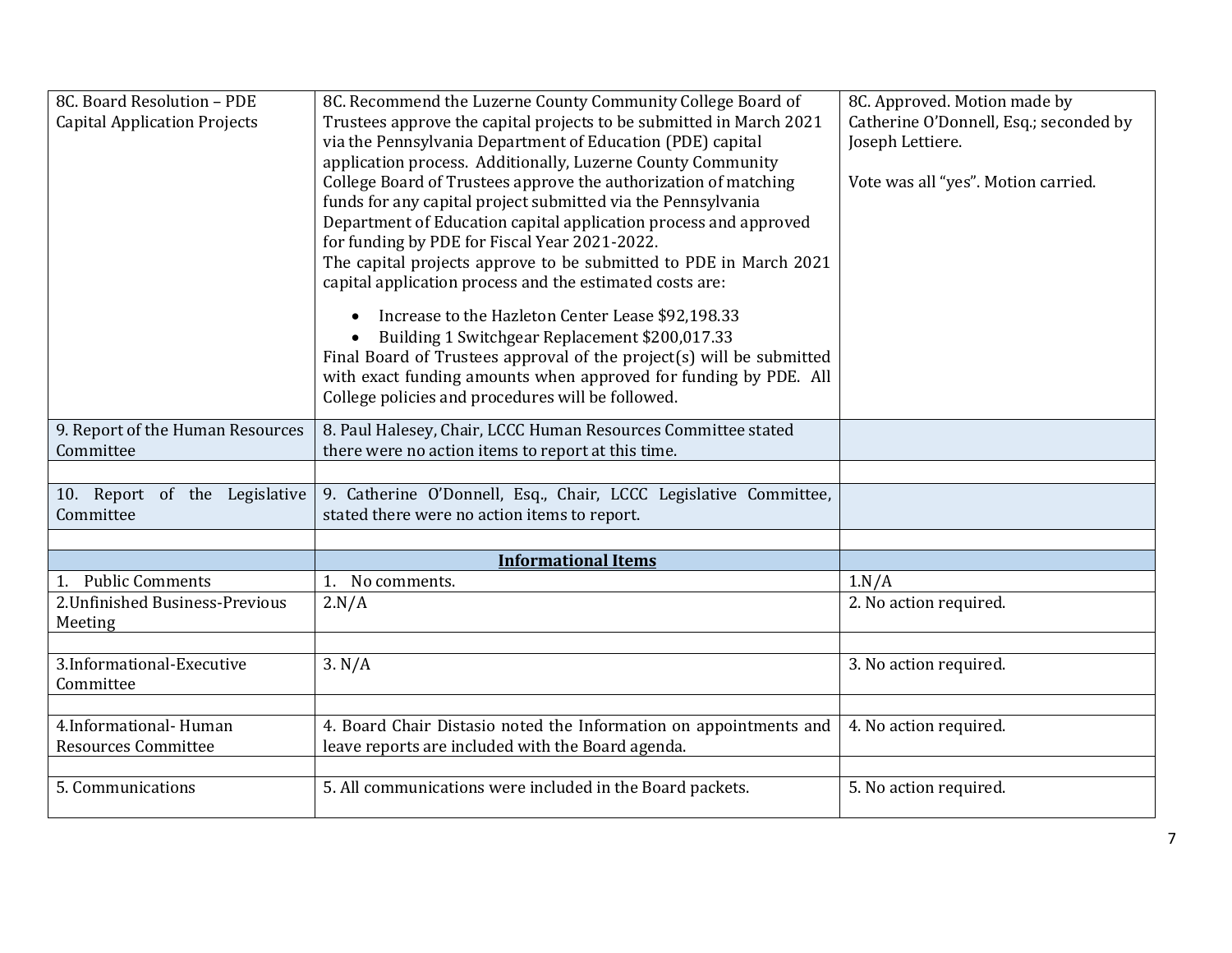| | | |
|---|---|---|
| 8C. Board Resolution – PDE Capital Application Projects | 8C. Recommend the Luzerne County Community College Board of Trustees approve the capital projects to be submitted in March 2021 via the Pennsylvania Department of Education (PDE) capital application process. Additionally, Luzerne County Community College Board of Trustees approve the authorization of matching funds for any capital project submitted via the Pennsylvania Department of Education capital application process and approved for funding by PDE for Fiscal Year 2021-2022.<br>The capital projects approve to be submitted to PDE in March 2021 capital application process and the estimated costs are:<br>• Increase to the Hazleton Center Lease $92,198.33<br>• Building 1 Switchgear Replacement $200,017.33<br>Final Board of Trustees approval of the project(s) will be submitted with exact funding amounts when approved for funding by PDE. All College policies and procedures will be followed. | 8C. Approved. Motion made by Catherine O'Donnell, Esq.; seconded by Joseph Lettiere.<br><br>Vote was all "yes". Motion carried. |
| 9. Report of the Human Resources Committee | 8. Paul Halesey, Chair, LCCC Human Resources Committee stated there were no action items to report at this time. | |
| | | |
| 10. Report of the Legislative Committee | 9. Catherine O'Donnell, Esq., Chair, LCCC Legislative Committee, stated there were no action items to report. | |
| | | |
| | **Informational Items** | |
| 1. Public Comments | 1. No comments. | 1.N/A |
| 2.Unfinished Business-Previous Meeting | 2.N/A | 2. No action required. |
| | | |
| 3.Informational-Executive Committee | 3. N/A | 3. No action required. |
| | | |
| 4.Informational- Human Resources Committee | 4. Board Chair Distasio noted the Information on appointments and leave reports are included with the Board agenda. | 4. No action required. |
| | | |
| 5. Communications | 5. All communications were included in the Board packets. | 5. No action required. |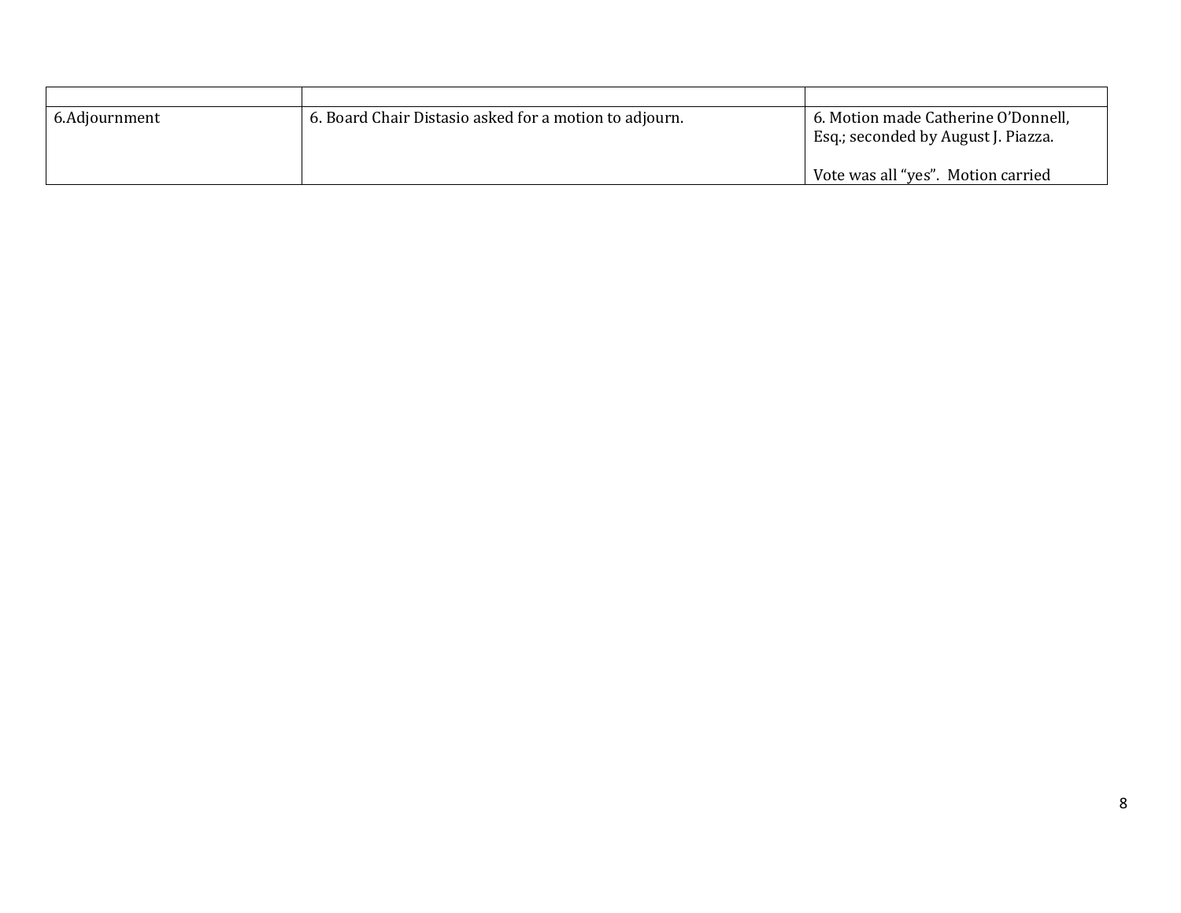| | | |
|---|---|---|
| 6.Adjournment | 6. Board Chair Distasio asked for a motion to adjourn. | 6. Motion made Catherine O'Donnell, Esq.; seconded by August J. Piazza.<br><br>Vote was all "yes". Motion carried |